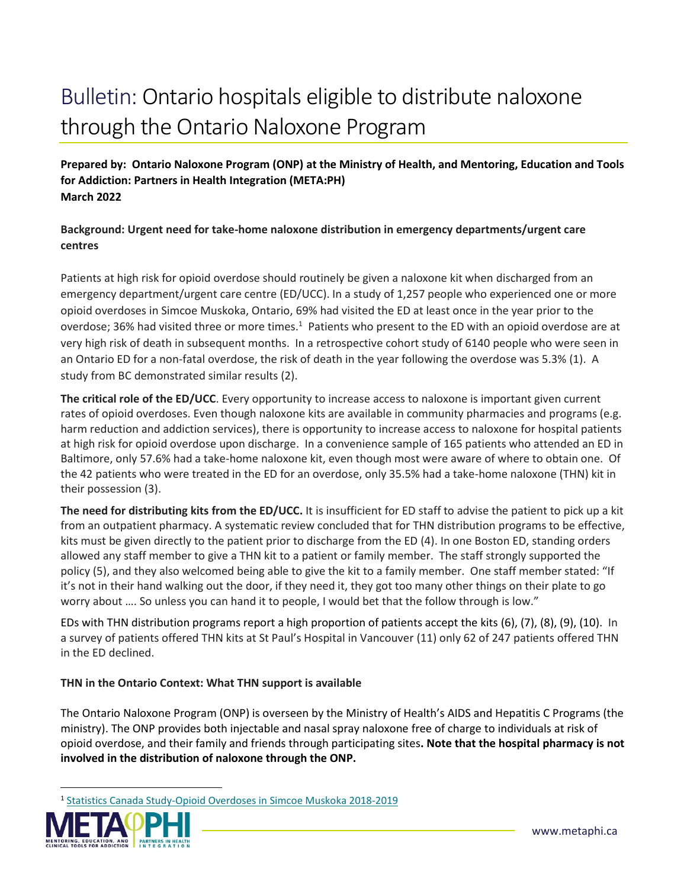# Bulletin: Ontario hospitals eligible to distribute naloxone through the Ontario Naloxone Program

**Prepared by: Ontario Naloxone Program (ONP) at the Ministry of Health, and Mentoring, Education and Tools for Addiction: Partners in Health Integration (META:PH)**
**March 2022**

**Background: Urgent need for take-home naloxone distribution in emergency departments/urgent care centres**

Patients at high risk for opioid overdose should routinely be given a naloxone kit when discharged from an emergency department/urgent care centre (ED/UCC). In a study of 1,257 people who experienced one or more opioid overdoses in Simcoe Muskoka, Ontario, 69% had visited the ED at least once in the year prior to the overdose; 36% had visited three or more times.[1] Patients who present to the ED with an opioid overdose are at very high risk of death in subsequent months. In a retrospective cohort study of 6140 people who were seen in an Ontario ED for a non-fatal overdose, the risk of death in the year following the overdose was 5.3% (1). A study from BC demonstrated similar results (2).

**The critical role of the ED/UCC**. Every opportunity to increase access to naloxone is important given current rates of opioid overdoses. Even though naloxone kits are available in community pharmacies and programs (e.g. harm reduction and addiction services), there is opportunity to increase access to naloxone for hospital patients at high risk for opioid overdose upon discharge. In a convenience sample of 165 patients who attended an ED in Baltimore, only 57.6% had a take-home naloxone kit, even though most were aware of where to obtain one. Of the 42 patients who were treated in the ED for an overdose, only 35.5% had a take-home naloxone (THN) kit in their possession (3).

**The need for distributing kits from the ED/UCC.** It is insufficient for ED staff to advise the patient to pick up a kit from an outpatient pharmacy. A systematic review concluded that for THN distribution programs to be effective, kits must be given directly to the patient prior to discharge from the ED (4). In one Boston ED, standing orders allowed any staff member to give a THN kit to a patient or family member. The staff strongly supported the policy (5), and they also welcomed being able to give the kit to a family member. One staff member stated: "If it's not in their hand walking out the door, if they need it, they got too many other things on their plate to go worry about …. So unless you can hand it to people, I would bet that the follow through is low."

EDs with THN distribution programs report a high proportion of patients accept the kits (6), (7), (8), (9), (10). In a survey of patients offered THN kits at St Paul's Hospital in Vancouver (11) only 62 of 247 patients offered THN in the ED declined.

**THN in the Ontario Context: What THN support is available**

The Ontario Naloxone Program (ONP) is overseen by the Ministry of Health's AIDS and Hepatitis C Programs (the ministry). The ONP provides both injectable and nasal spray naloxone free of charge to individuals at risk of opioid overdose, and their family and friends through participating sites**. Note that the hospital pharmacy is not involved in the distribution of naloxone through the ONP.**

[1] Statistics Canada Study-Opioid Overdoses in Simcoe Muskoka 2018-2019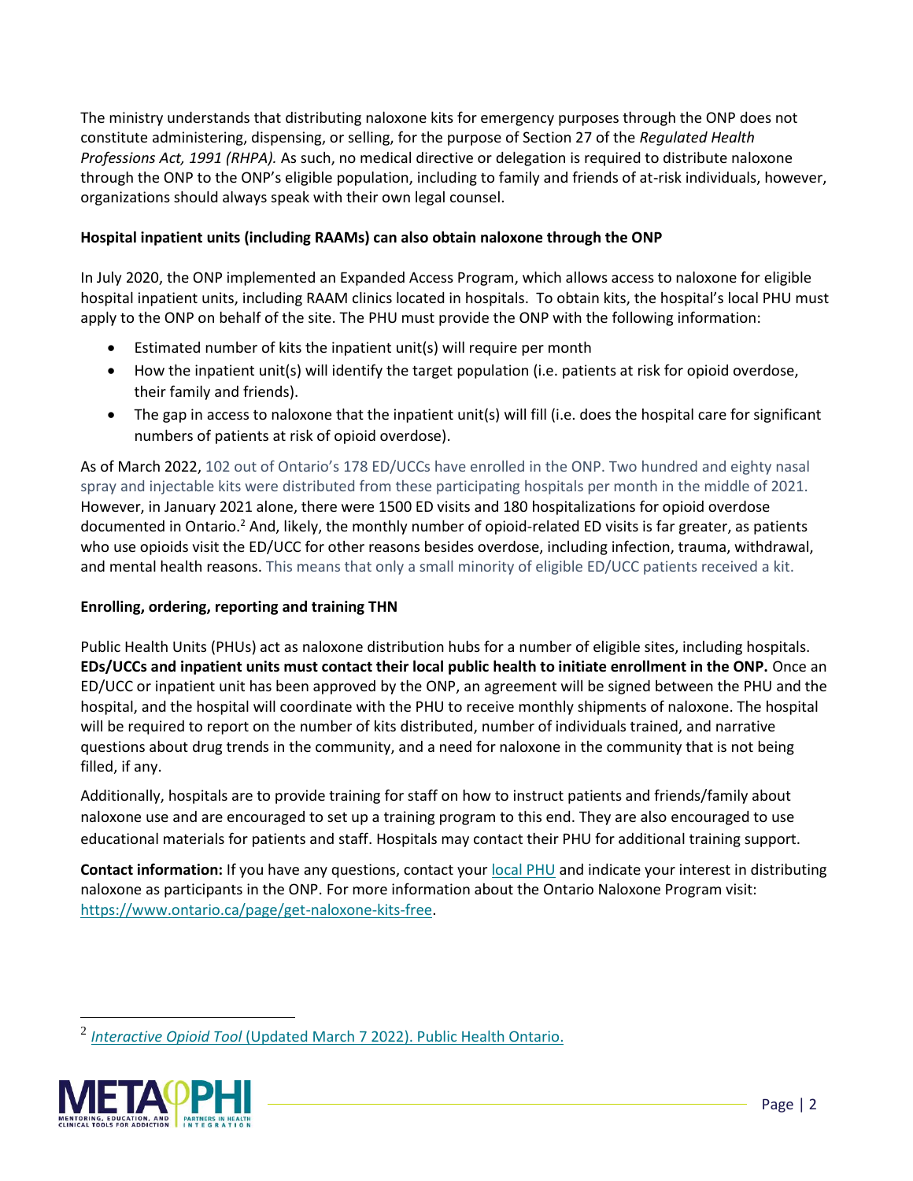The ministry understands that distributing naloxone kits for emergency purposes through the ONP does not constitute administering, dispensing, or selling, for the purpose of Section 27 of the *Regulated Health Professions Act, 1991 (RHPA).* As such, no medical directive or delegation is required to distribute naloxone through the ONP to the ONP's eligible population, including to family and friends of at-risk individuals, however, organizations should always speak with their own legal counsel.

**Hospital inpatient units (including RAAMs) can also obtain naloxone through the ONP**

In July 2020, the ONP implemented an Expanded Access Program, which allows access to naloxone for eligible hospital inpatient units, including RAAM clinics located in hospitals. To obtain kits, the hospital's local PHU must apply to the ONP on behalf of the site. The PHU must provide the ONP with the following information:

- Estimated number of kits the inpatient unit(s) will require per month
- How the inpatient unit(s) will identify the target population (i.e. patients at risk for opioid overdose, their family and friends).
- The gap in access to naloxone that the inpatient unit(s) will fill (i.e. does the hospital care for significant numbers of patients at risk of opioid overdose).

As of March 2022, 102 out of Ontario's 178 ED/UCCs have enrolled in the ONP. Two hundred and eighty nasal spray and injectable kits were distributed from these participating hospitals per month in the middle of 2021. However, in January 2021 alone, there were 1500 ED visits and 180 hospitalizations for opioid overdose documented in Ontario.[2] And, likely, the monthly number of opioid-related ED visits is far greater, as patients who use opioids visit the ED/UCC for other reasons besides overdose, including infection, trauma, withdrawal, and mental health reasons. This means that only a small minority of eligible ED/UCC patients received a kit.

**Enrolling, ordering, reporting and training THN**

Public Health Units (PHUs) act as naloxone distribution hubs for a number of eligible sites, including hospitals. **EDs/UCCs and inpatient units must contact their local public health to initiate enrollment in the ONP.** Once an ED/UCC or inpatient unit has been approved by the ONP, an agreement will be signed between the PHU and the hospital, and the hospital will coordinate with the PHU to receive monthly shipments of naloxone. The hospital will be required to report on the number of kits distributed, number of individuals trained, and narrative questions about drug trends in the community, and a need for naloxone in the community that is not being filled, if any.

Additionally, hospitals are to provide training for staff on how to instruct patients and friends/family about naloxone use and are encouraged to set up a training program to this end. They are also encouraged to use educational materials for patients and staff. Hospitals may contact their PHU for additional training support.

**Contact information:** If you have any questions, contact your local PHU and indicate your interest in distributing naloxone as participants in the ONP. For more information about the Ontario Naloxone Program visit: https://www.ontario.ca/page/get-naloxone-kits-free.

---

[2] *Interactive Opioid Tool* (Updated March 7 2022). Public Health Ontario.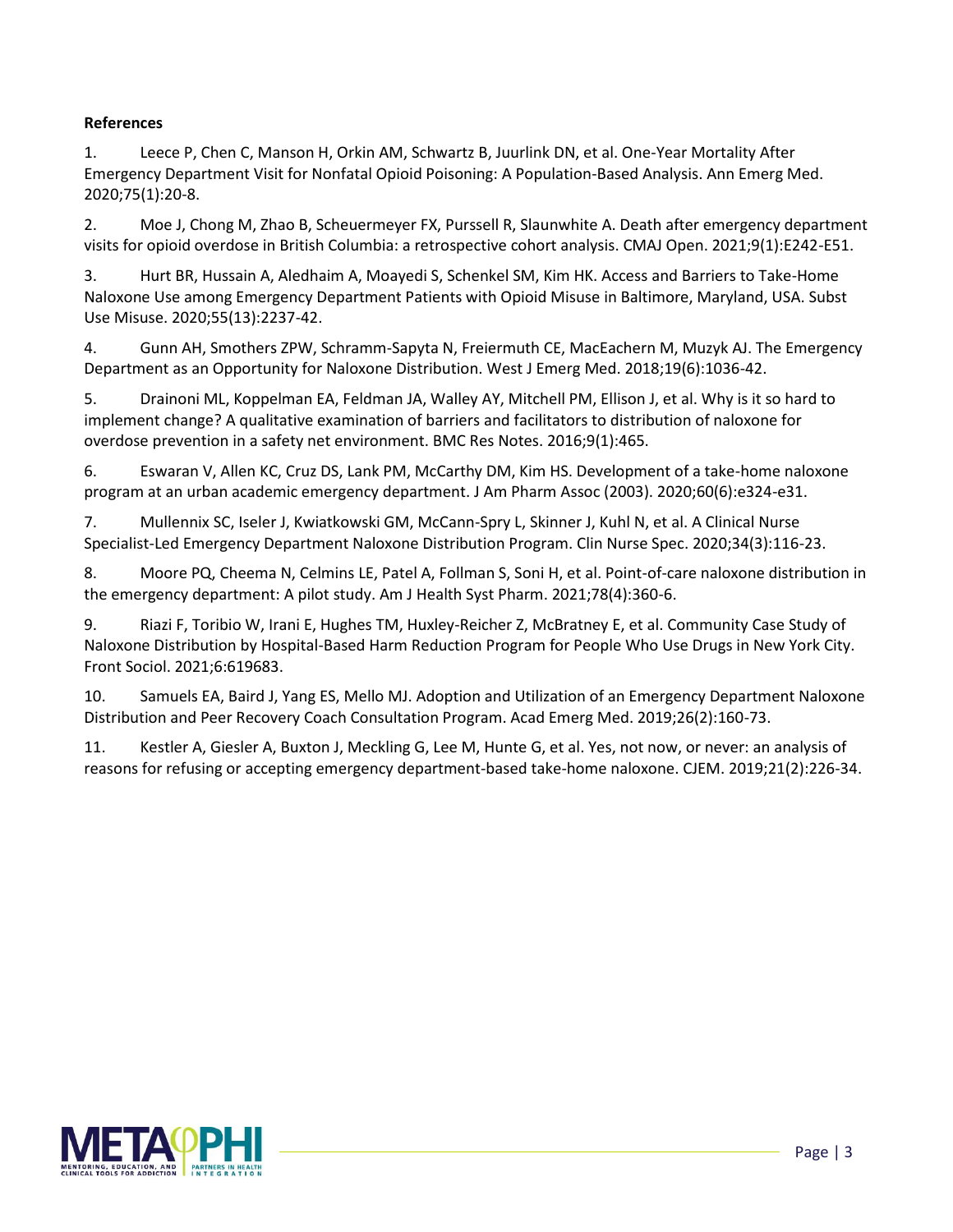**References**

1. Leece P, Chen C, Manson H, Orkin AM, Schwartz B, Juurlink DN, et al. One-Year Mortality After Emergency Department Visit for Nonfatal Opioid Poisoning: A Population-Based Analysis. Ann Emerg Med. 2020;75(1):20-8.

2. Moe J, Chong M, Zhao B, Scheuermeyer FX, Purssell R, Slaunwhite A. Death after emergency department visits for opioid overdose in British Columbia: a retrospective cohort analysis. CMAJ Open. 2021;9(1):E242-E51.

3. Hurt BR, Hussain A, Aledhaim A, Moayedi S, Schenkel SM, Kim HK. Access and Barriers to Take-Home Naloxone Use among Emergency Department Patients with Opioid Misuse in Baltimore, Maryland, USA. Subst Use Misuse. 2020;55(13):2237-42.

4. Gunn AH, Smothers ZPW, Schramm-Sapyta N, Freiermuth CE, MacEachern M, Muzyk AJ. The Emergency Department as an Opportunity for Naloxone Distribution. West J Emerg Med. 2018;19(6):1036-42.

5. Drainoni ML, Koppelman EA, Feldman JA, Walley AY, Mitchell PM, Ellison J, et al. Why is it so hard to implement change? A qualitative examination of barriers and facilitators to distribution of naloxone for overdose prevention in a safety net environment. BMC Res Notes. 2016;9(1):465.

6. Eswaran V, Allen KC, Cruz DS, Lank PM, McCarthy DM, Kim HS. Development of a take-home naloxone program at an urban academic emergency department. J Am Pharm Assoc (2003). 2020;60(6):e324-e31.

7. Mullennix SC, Iseler J, Kwiatkowski GM, McCann-Spry L, Skinner J, Kuhl N, et al. A Clinical Nurse Specialist-Led Emergency Department Naloxone Distribution Program. Clin Nurse Spec. 2020;34(3):116-23.

8. Moore PQ, Cheema N, Celmins LE, Patel A, Follman S, Soni H, et al. Point-of-care naloxone distribution in the emergency department: A pilot study. Am J Health Syst Pharm. 2021;78(4):360-6.

9. Riazi F, Toribio W, Irani E, Hughes TM, Huxley-Reicher Z, McBratney E, et al. Community Case Study of Naloxone Distribution by Hospital-Based Harm Reduction Program for People Who Use Drugs in New York City. Front Sociol. 2021;6:619683.

10. Samuels EA, Baird J, Yang ES, Mello MJ. Adoption and Utilization of an Emergency Department Naloxone Distribution and Peer Recovery Coach Consultation Program. Acad Emerg Med. 2019;26(2):160-73.

11. Kestler A, Giesler A, Buxton J, Meckling G, Lee M, Hunte G, et al. Yes, not now, or never: an analysis of reasons for refusing or accepting emergency department-based take-home naloxone. CJEM. 2019;21(2):226-34.